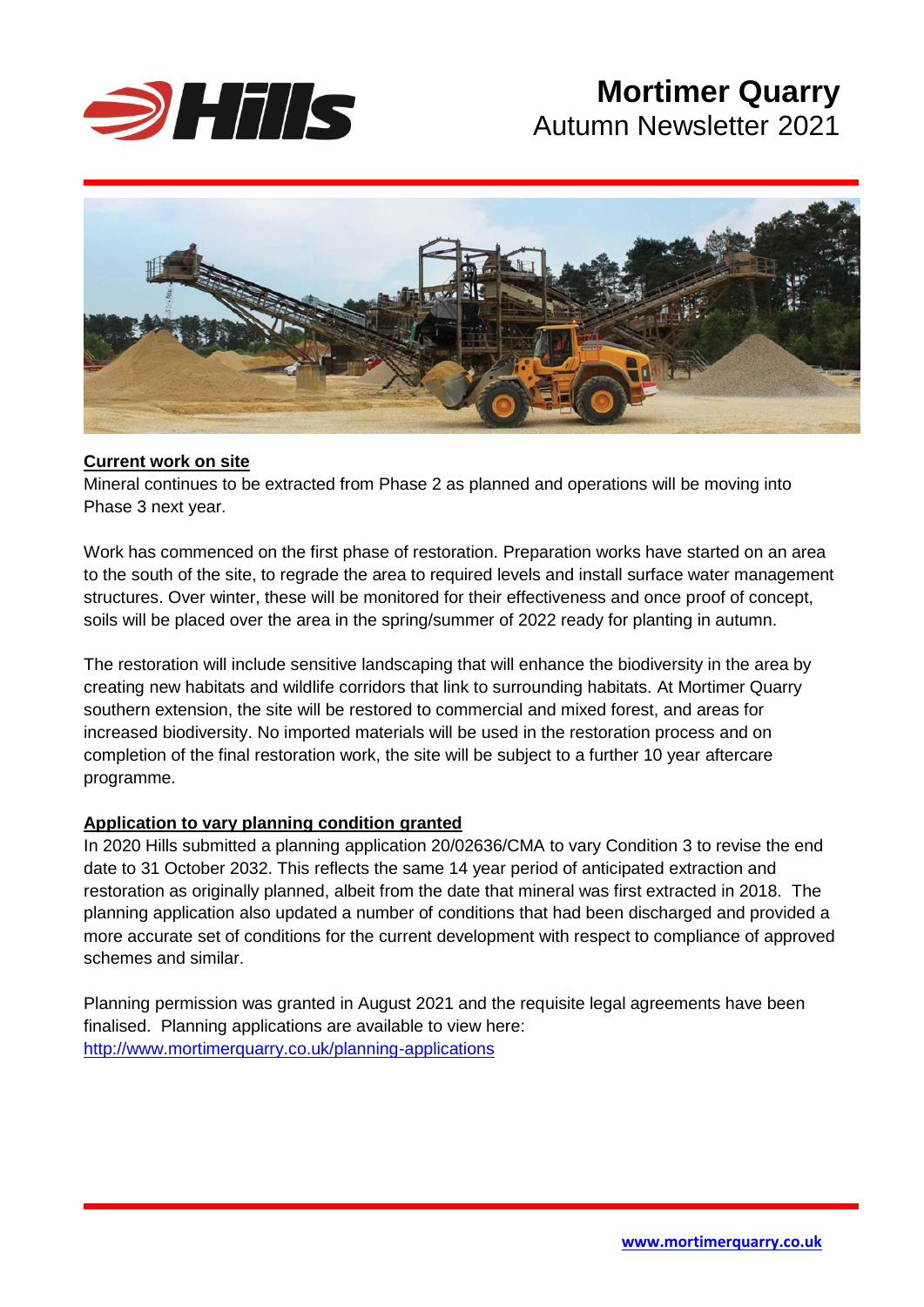# Mortimer Quarry

Autumn Newsletter 2021

## Current work on site

Mineral continues to be extracted from Phase 2 as planned and operations will be moving into Phase 3 next year.

Work has commenced on the first phase of restoration. Preparation works have started on an area to the south of the site, to regrade the area to required levels and install surface water management structures. Over winter, these will be monitored for their effectiveness and once proof of concept, soils will be placed over the area in the spring/summer of 2022 ready for planting in autumn.

The restoration will include sensitive landscaping that will enhance the biodiversity in the area by creating new habitats and wildlife corridors that link to surrounding habitats. At Mortimer Quarry southern extension, the site will be restored to commercial and mixed forest, and areas for increased biodiversity. No imported materials will be used in the restoration process and on completion of the final restoration work, the site will be subject to a further 10 year aftercare programme.

## Application to vary planning condition granted

In 2020 Hills submitted a planning application 20/02636/CMA to vary Condition 3 to revise the end date to 31 October 2032. This reflects the same 14 year period of anticipated extraction and restoration as originally planned, albeit from the date that mineral was first extracted in 2018. The planning application also updated a number of conditions that had been discharged and provided a more accurate set of conditions for the current development with respect to compliance of approved schemes and similar.

Planning permission was granted in August 2021 and the requisite legal agreements have been finalised. Planning applications are available to view here: http://www.mortimerquarry.co.uk/planning-applications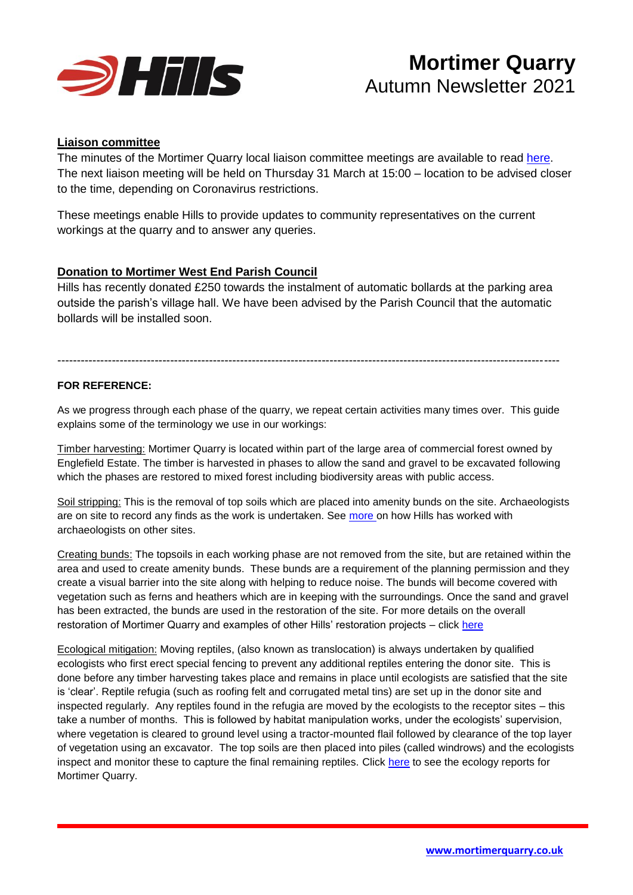# Mortimer Quarry
Autumn Newsletter 2021

## Liaison committee

The minutes of the Mortimer Quarry local liaison committee meetings are available to read here. The next liaison meeting will be held on Thursday 31 March at 15:00 – location to be advised closer to the time, depending on Coronavirus restrictions.

These meetings enable Hills to provide updates to community representatives on the current workings at the quarry and to answer any queries.

## Donation to Mortimer West End Parish Council

Hills has recently donated £250 towards the instalment of automatic bollards at the parking area outside the parish's village hall. We have been advised by the Parish Council that the automatic bollards will be installed soon.

---

**FOR REFERENCE:**

As we progress through each phase of the quarry, we repeat certain activities many times over. This guide explains some of the terminology we use in our workings:

Timber harvesting: Mortimer Quarry is located within part of the large area of commercial forest owned by Englefield Estate. The timber is harvested in phases to allow the sand and gravel to be excavated following which the phases are restored to mixed forest including biodiversity areas with public access.

Soil stripping: This is the removal of top soils which are placed into amenity bunds on the site. Archaeologists are on site to record any finds as the work is undertaken. See more on how Hills has worked with archaeologists on other sites.

Creating bunds: The topsoils in each working phase are not removed from the site, but are retained within the area and used to create amenity bunds. These bunds are a requirement of the planning permission and they create a visual barrier into the site along with helping to reduce noise. The bunds will become covered with vegetation such as ferns and heathers which are in keeping with the surroundings. Once the sand and gravel has been extracted, the bunds are used in the restoration of the site. For more details on the overall restoration of Mortimer Quarry and examples of other Hills' restoration projects – click here

Ecological mitigation: Moving reptiles, (also known as translocation) is always undertaken by qualified ecologists who first erect special fencing to prevent any additional reptiles entering the donor site. This is done before any timber harvesting takes place and remains in place until ecologists are satisfied that the site is 'clear'. Reptile refugia (such as roofing felt and corrugated metal tins) are set up in the donor site and inspected regularly. Any reptiles found in the refugia are moved by the ecologists to the receptor sites – this take a number of months. This is followed by habitat manipulation works, under the ecologists' supervision, where vegetation is cleared to ground level using a tractor-mounted flail followed by clearance of the top layer of vegetation using an excavator. The top soils are then placed into piles (called windrows) and the ecologists inspect and monitor these to capture the final remaining reptiles. Click here to see the ecology reports for Mortimer Quarry.

www.mortimerquarry.co.uk